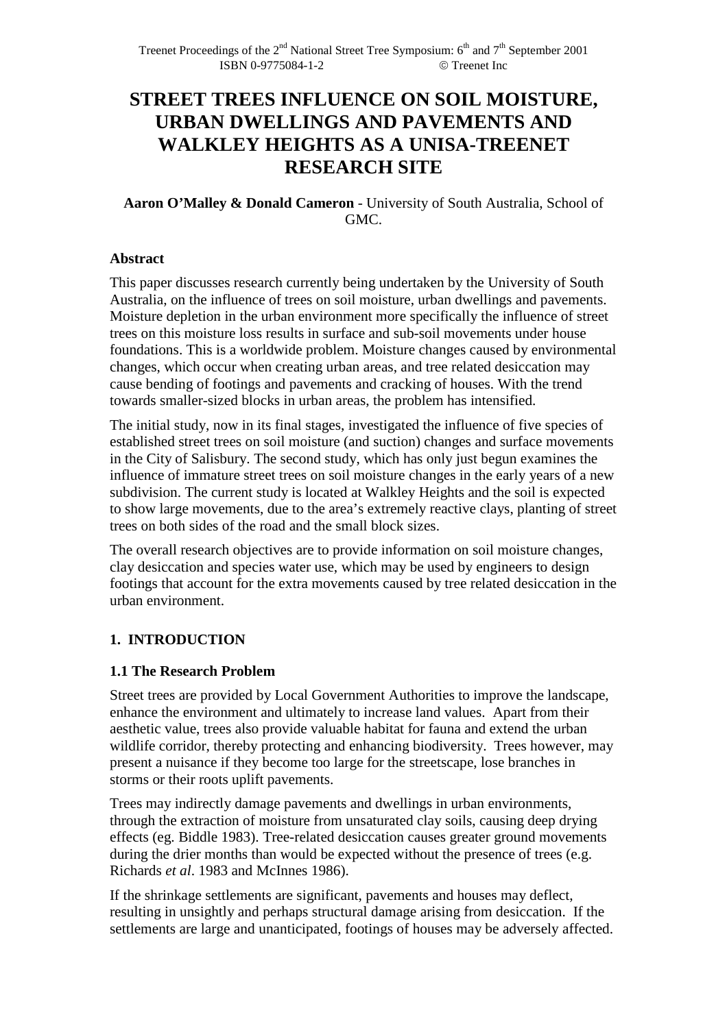# STREET TREES INFLUENCE ON SOIL MOISTURE, URBAN DWELLINGS AND PAVEMENTS AND WALKLEY HEIGHTS AS A UNISA-TREENET RESEARCH SITE

**Aaron O'Malley & Donald Cameron** - University of South Australia, School of GMC.

### Abstract

This paper discusses research currently being undertaken by the University of South Australia, on the influence of trees on soil moisture, urban dwellings and pavements. Moisture depletion in the urban environment more specifically the influence of street trees on this moisture loss results in surface and sub-soil movements under house foundations. This is a worldwide problem. Moisture changes caused by environmental changes, which occur when creating urban areas, and tree related desiccation may cause bending of footings and pavements and cracking of houses. With the trend towards smaller-sized blocks in urban areas, the problem has intensified.

The initial study, now in its final stages, investigated the influence of five species of established street trees on soil moisture (and suction) changes and surface movements in the City of Salisbury. The second study, which has only just begun examines the influence of immature street trees on soil moisture changes in the early years of a new subdivision. The current study is located at Walkley Heights and the soil is expected to show large movements, due to the area's extremely reactive clays, planting of street trees on both sides of the road and the small block sizes.

The overall research objectives are to provide information on soil moisture changes, clay desiccation and species water use, which may be used by engineers to design footings that account for the extra movements caused by tree related desiccation in the urban environment.

## 1. INTRODUCTION

### 1.1 The Research Problem

Street trees are provided by Local Government Authorities to improve the landscape, enhance the environment and ultimately to increase land values. Apart from their aesthetic value, trees also provide valuable habitat for fauna and extend the urban wildlife corridor, thereby protecting and enhancing biodiversity. Trees however, may present a nuisance if they become too large for the streetscape, lose branches in storms or their roots uplift pavements.

Trees may indirectly damage pavements and dwellings in urban environments, through the extraction of moisture from unsaturated clay soils, causing deep drying effects (eg. Biddle 1983). Tree-related desiccation causes greater ground movements during the drier months than would be expected without the presence of trees (e.g. Richards *et al*. 1983 and McInnes 1986).

If the shrinkage settlements are significant, pavements and houses may deflect, resulting in unsightly and perhaps structural damage arising from desiccation. If the settlements are large and unanticipated, footings of houses may be adversely affected.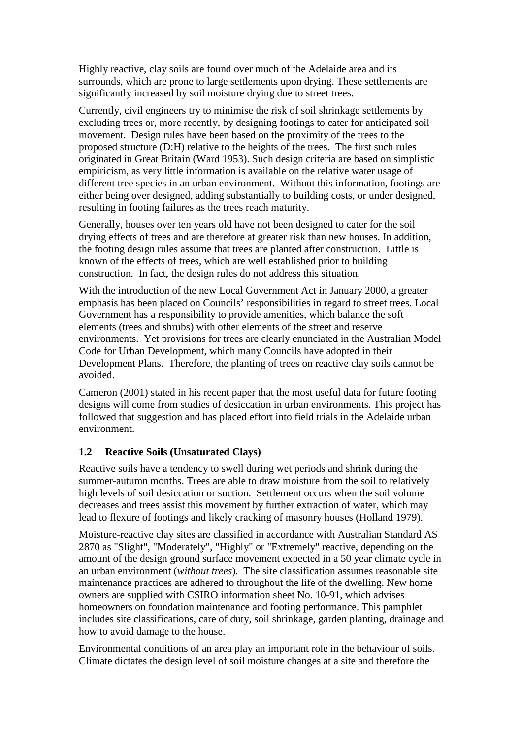Highly reactive, clay soils are found over much of the Adelaide area and its surrounds, which are prone to large settlements upon drying. These settlements are significantly increased by soil moisture drying due to street trees.

Currently, civil engineers try to minimise the risk of soil shrinkage settlements by excluding trees or, more recently, by designing footings to cater for anticipated soil movement. Design rules have been based on the proximity of the trees to the proposed structure (D:H) relative to the heights of the trees. The first such rules originated in Great Britain (Ward 1953). Such design criteria are based on simplistic empiricism, as very little information is available on the relative water usage of different tree species in an urban environment. Without this information, footings are either being over designed, adding substantially to building costs, or under designed, resulting in footing failures as the trees reach maturity.

Generally, houses over ten years old have not been designed to cater for the soil drying effects of trees and are therefore at greater risk than new houses. In addition, the footing design rules assume that trees are planted after construction. Little is known of the effects of trees, which are well established prior to building construction. In fact, the design rules do not address this situation.

With the introduction of the new Local Government Act in January 2000, a greater emphasis has been placed on Councils' responsibilities in regard to street trees. Local Government has a responsibility to provide amenities, which balance the soft elements (trees and shrubs) with other elements of the street and reserve environments. Yet provisions for trees are clearly enunciated in the Australian Model Code for Urban Development, which many Councils have adopted in their Development Plans. Therefore, the planting of trees on reactive clay soils cannot be avoided.

Cameron (2001) stated in his recent paper that the most useful data for future footing designs will come from studies of desiccation in urban environments. This project has followed that suggestion and has placed effort into field trials in the Adelaide urban environment.

### 1.2 Reactive Soils (Unsaturated Clays)

Reactive soils have a tendency to swell during wet periods and shrink during the summer-autumn months. Trees are able to draw moisture from the soil to relatively high levels of soil desiccation or suction. Settlement occurs when the soil volume decreases and trees assist this movement by further extraction of water, which may lead to flexure of footings and likely cracking of masonry houses (Holland 1979).

Moisture-reactive clay sites are classified in accordance with Australian Standard AS 2870 as "Slight", "Moderately", "Highly" or "Extremely" reactive, depending on the amount of the design ground surface movement expected in a 50 year climate cycle in an urban environment (*without trees*). The site classification assumes reasonable site maintenance practices are adhered to throughout the life of the dwelling. New home owners are supplied with CSIRO information sheet No. 10-91, which advises homeowners on foundation maintenance and footing performance. This pamphlet includes site classifications, care of duty, soil shrinkage, garden planting, drainage and how to avoid damage to the house.

Environmental conditions of an area play an important role in the behaviour of soils. Climate dictates the design level of soil moisture changes at a site and therefore the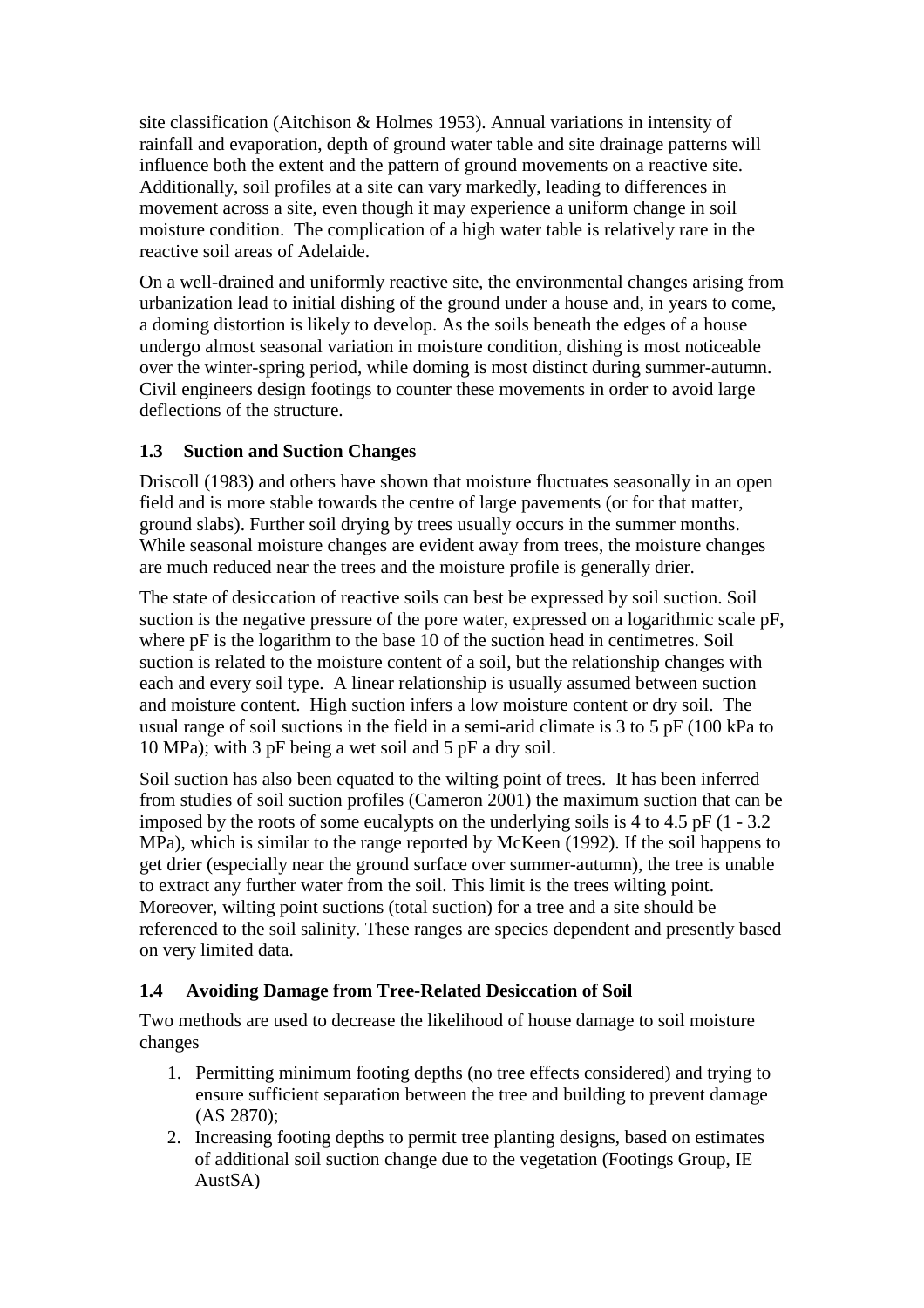site classification (Aitchison & Holmes 1953). Annual variations in intensity of rainfall and evaporation, depth of ground water table and site drainage patterns will influence both the extent and the pattern of ground movements on a reactive site. Additionally, soil profiles at a site can vary markedly, leading to differences in movement across a site, even though it may experience a uniform change in soil moisture condition. The complication of a high water table is relatively rare in the reactive soil areas of Adelaide.

On a well-drained and uniformly reactive site, the environmental changes arising from urbanization lead to initial dishing of the ground under a house and, in years to come, a doming distortion is likely to develop. As the soils beneath the edges of a house undergo almost seasonal variation in moisture condition, dishing is most noticeable over the winter-spring period, while doming is most distinct during summer-autumn. Civil engineers design footings to counter these movements in order to avoid large deflections of the structure.

### 1.3 Suction and Suction Changes

Driscoll (1983) and others have shown that moisture fluctuates seasonally in an open field and is more stable towards the centre of large pavements (or for that matter, ground slabs). Further soil drying by trees usually occurs in the summer months. While seasonal moisture changes are evident away from trees, the moisture changes are much reduced near the trees and the moisture profile is generally drier.

The state of desiccation of reactive soils can best be expressed by soil suction. Soil suction is the negative pressure of the pore water, expressed on a logarithmic scale pF, where pF is the logarithm to the base 10 of the suction head in centimetres. Soil suction is related to the moisture content of a soil, but the relationship changes with each and every soil type. A linear relationship is usually assumed between suction and moisture content. High suction infers a low moisture content or dry soil. The usual range of soil suctions in the field in a semi-arid climate is 3 to 5 pF (100 kPa to 10 MPa); with 3 pF being a wet soil and 5 pF a dry soil.

Soil suction has also been equated to the wilting point of trees. It has been inferred from studies of soil suction profiles (Cameron 2001) the maximum suction that can be imposed by the roots of some eucalypts on the underlying soils is 4 to 4.5 pF (1 - 3.2 MPa), which is similar to the range reported by McKeen (1992). If the soil happens to get drier (especially near the ground surface over summer-autumn), the tree is unable to extract any further water from the soil. This limit is the trees wilting point. Moreover, wilting point suctions (total suction) for a tree and a site should be referenced to the soil salinity. These ranges are species dependent and presently based on very limited data.

### 1.4 Avoiding Damage from Tree-Related Desiccation of Soil

Two methods are used to decrease the likelihood of house damage to soil moisture changes

1. Permitting minimum footing depths (no tree effects considered) and trying to ensure sufficient separation between the tree and building to prevent damage (AS 2870);
2. Increasing footing depths to permit tree planting designs, based on estimates of additional soil suction change due to the vegetation (Footings Group, IE AustSA)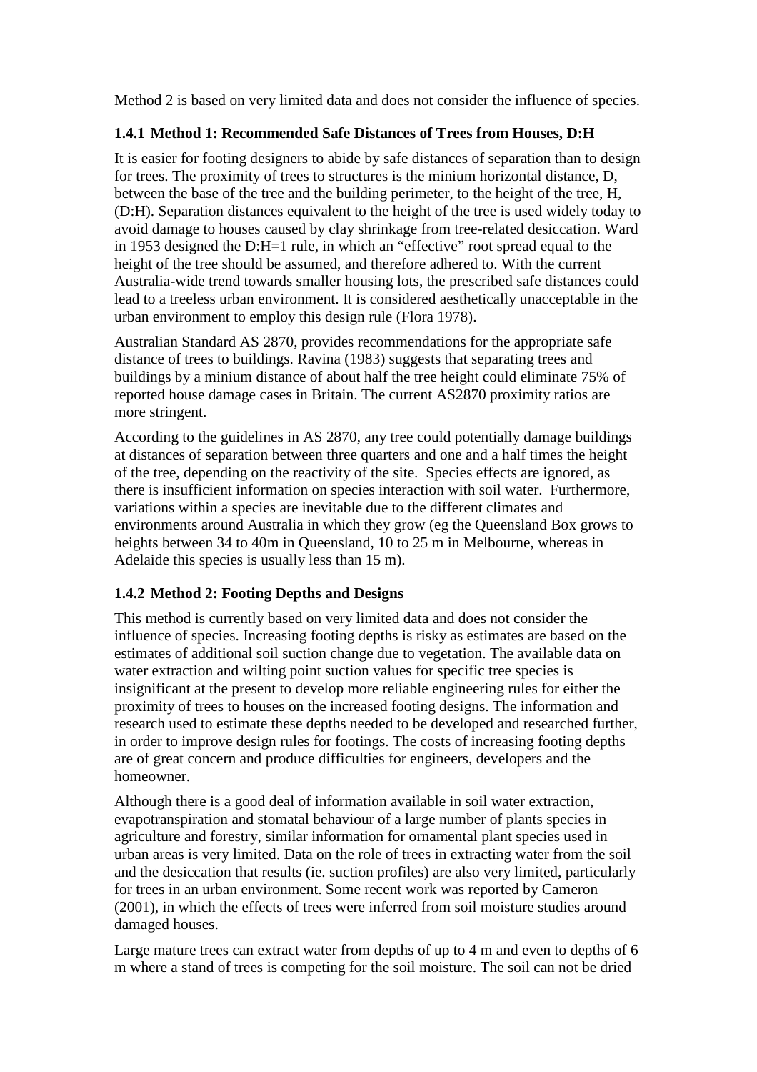Method 2 is based on very limited data and does not consider the influence of species.

### 1.4.1 Method 1: Recommended Safe Distances of Trees from Houses, D:H

It is easier for footing designers to abide by safe distances of separation than to design for trees. The proximity of trees to structures is the minium horizontal distance, D, between the base of the tree and the building perimeter, to the height of the tree, H, (D:H). Separation distances equivalent to the height of the tree is used widely today to avoid damage to houses caused by clay shrinkage from tree-related desiccation. Ward in 1953 designed the D:H=1 rule, in which an "effective" root spread equal to the height of the tree should be assumed, and therefore adhered to. With the current Australia-wide trend towards smaller housing lots, the prescribed safe distances could lead to a treeless urban environment. It is considered aesthetically unacceptable in the urban environment to employ this design rule (Flora 1978).

Australian Standard AS 2870, provides recommendations for the appropriate safe distance of trees to buildings. Ravina (1983) suggests that separating trees and buildings by a minium distance of about half the tree height could eliminate 75% of reported house damage cases in Britain. The current AS2870 proximity ratios are more stringent.

According to the guidelines in AS 2870, any tree could potentially damage buildings at distances of separation between three quarters and one and a half times the height of the tree, depending on the reactivity of the site. Species effects are ignored, as there is insufficient information on species interaction with soil water. Furthermore, variations within a species are inevitable due to the different climates and environments around Australia in which they grow (eg the Queensland Box grows to heights between 34 to 40m in Queensland, 10 to 25 m in Melbourne, whereas in Adelaide this species is usually less than 15 m).

### 1.4.2 Method 2: Footing Depths and Designs

This method is currently based on very limited data and does not consider the influence of species. Increasing footing depths is risky as estimates are based on the estimates of additional soil suction change due to vegetation. The available data on water extraction and wilting point suction values for specific tree species is insignificant at the present to develop more reliable engineering rules for either the proximity of trees to houses on the increased footing designs. The information and research used to estimate these depths needed to be developed and researched further, in order to improve design rules for footings. The costs of increasing footing depths are of great concern and produce difficulties for engineers, developers and the homeowner.

Although there is a good deal of information available in soil water extraction, evapotranspiration and stomatal behaviour of a large number of plants species in agriculture and forestry, similar information for ornamental plant species used in urban areas is very limited. Data on the role of trees in extracting water from the soil and the desiccation that results (ie. suction profiles) are also very limited, particularly for trees in an urban environment. Some recent work was reported by Cameron (2001), in which the effects of trees were inferred from soil moisture studies around damaged houses.

Large mature trees can extract water from depths of up to 4 m and even to depths of 6 m where a stand of trees is competing for the soil moisture. The soil can not be dried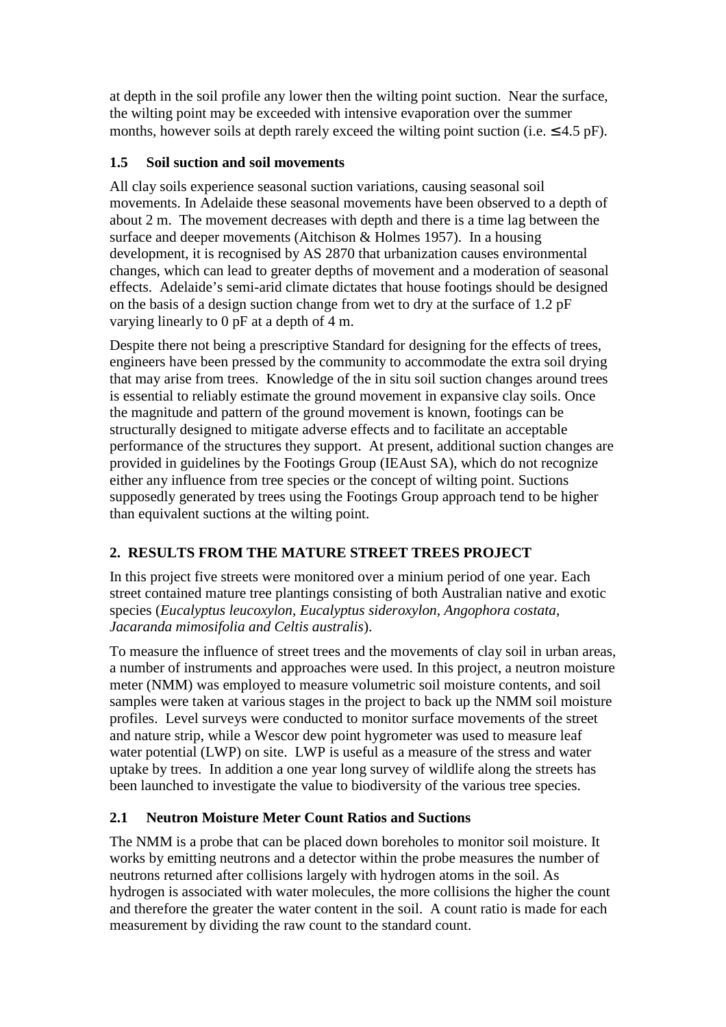at depth in the soil profile any lower then the wilting point suction. Near the surface, the wilting point may be exceeded with intensive evaporation over the summer months, however soils at depth rarely exceed the wilting point suction (i.e. ≤ 4.5 pF).

### 1.5 Soil suction and soil movements

All clay soils experience seasonal suction variations, causing seasonal soil movements. In Adelaide these seasonal movements have been observed to a depth of about 2 m. The movement decreases with depth and there is a time lag between the surface and deeper movements (Aitchison & Holmes 1957). In a housing development, it is recognised by AS 2870 that urbanization causes environmental changes, which can lead to greater depths of movement and a moderation of seasonal effects. Adelaide's semi-arid climate dictates that house footings should be designed on the basis of a design suction change from wet to dry at the surface of 1.2 pF varying linearly to 0 pF at a depth of 4 m.

Despite there not being a prescriptive Standard for designing for the effects of trees, engineers have been pressed by the community to accommodate the extra soil drying that may arise from trees. Knowledge of the in situ soil suction changes around trees is essential to reliably estimate the ground movement in expansive clay soils. Once the magnitude and pattern of the ground movement is known, footings can be structurally designed to mitigate adverse effects and to facilitate an acceptable performance of the structures they support. At present, additional suction changes are provided in guidelines by the Footings Group (IEAust SA), which do not recognize either any influence from tree species or the concept of wilting point. Suctions supposedly generated by trees using the Footings Group approach tend to be higher than equivalent suctions at the wilting point.

## 2. RESULTS FROM THE MATURE STREET TREES PROJECT

In this project five streets were monitored over a minium period of one year. Each street contained mature tree plantings consisting of both Australian native and exotic species (*Eucalyptus leucoxylon, Eucalyptus sideroxylon, Angophora costata, Jacaranda mimosifolia and Celtis australis*).

To measure the influence of street trees and the movements of clay soil in urban areas, a number of instruments and approaches were used. In this project, a neutron moisture meter (NMM) was employed to measure volumetric soil moisture contents, and soil samples were taken at various stages in the project to back up the NMM soil moisture profiles. Level surveys were conducted to monitor surface movements of the street and nature strip, while a Wescor dew point hygrometer was used to measure leaf water potential (LWP) on site. LWP is useful as a measure of the stress and water uptake by trees. In addition a one year long survey of wildlife along the streets has been launched to investigate the value to biodiversity of the various tree species.

### 2.1 Neutron Moisture Meter Count Ratios and Suctions

The NMM is a probe that can be placed down boreholes to monitor soil moisture. It works by emitting neutrons and a detector within the probe measures the number of neutrons returned after collisions largely with hydrogen atoms in the soil. As hydrogen is associated with water molecules, the more collisions the higher the count and therefore the greater the water content in the soil. A count ratio is made for each measurement by dividing the raw count to the standard count.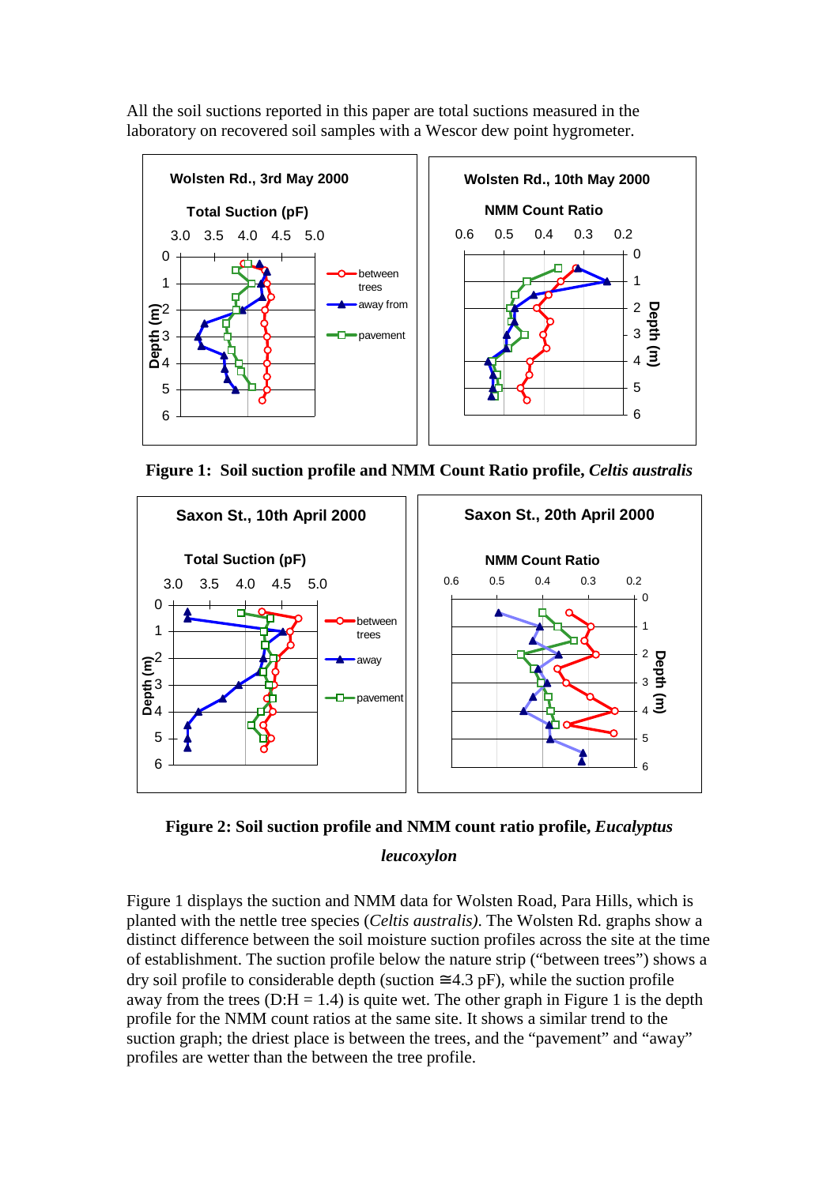All the soil suctions reported in this paper are total suctions measured in the laboratory on recovered soil samples with a Wescor dew point hygrometer.

**Figure 1: Soil suction profile and NMM Count Ratio profile, *Celtis australis***

**Figure 2: Soil suction profile and NMM count ratio profile, *Eucalyptus leucoxylon***

Figure 1 displays the suction and NMM data for Wolsten Road, Para Hills, which is planted with the nettle tree species (*Celtis australis)*. The Wolsten Rd. graphs show a distinct difference between the soil moisture suction profiles across the site at the time of establishment. The suction profile below the nature strip ("between trees") shows a dry soil profile to considerable depth (suction ≅4.3 pF), while the suction profile away from the trees (D:H = 1.4) is quite wet. The other graph in Figure 1 is the depth profile for the NMM count ratios at the same site. It shows a similar trend to the suction graph; the driest place is between the trees, and the "pavement" and "away" profiles are wetter than the between the tree profile.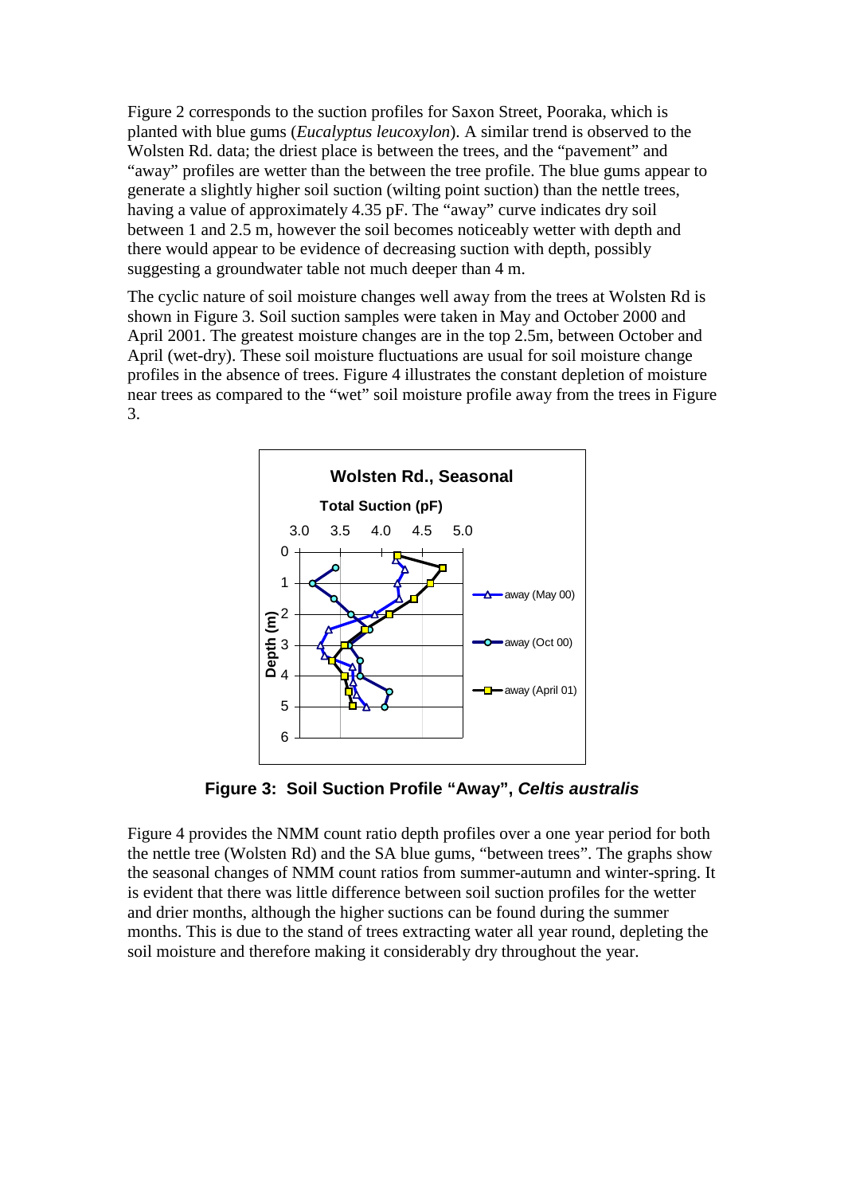Figure 2 corresponds to the suction profiles for Saxon Street, Pooraka, which is planted with blue gums (*Eucalyptus leucoxylon*). A similar trend is observed to the Wolsten Rd. data; the driest place is between the trees, and the "pavement" and "away" profiles are wetter than the between the tree profile. The blue gums appear to generate a slightly higher soil suction (wilting point suction) than the nettle trees, having a value of approximately 4.35 pF. The "away" curve indicates dry soil between 1 and 2.5 m, however the soil becomes noticeably wetter with depth and there would appear to be evidence of decreasing suction with depth, possibly suggesting a groundwater table not much deeper than 4 m.

The cyclic nature of soil moisture changes well away from the trees at Wolsten Rd is shown in Figure 3. Soil suction samples were taken in May and October 2000 and April 2001. The greatest moisture changes are in the top 2.5m, between October and April (wet-dry). These soil moisture fluctuations are usual for soil moisture change profiles in the absence of trees. Figure 4 illustrates the constant depletion of moisture near trees as compared to the "wet" soil moisture profile away from the trees in Figure 3.

**Figure 3: Soil Suction Profile "Away", *Celtis australis***

Figure 4 provides the NMM count ratio depth profiles over a one year period for both the nettle tree (Wolsten Rd) and the SA blue gums, "between trees". The graphs show the seasonal changes of NMM count ratios from summer-autumn and winter-spring. It is evident that there was little difference between soil suction profiles for the wetter and drier months, although the higher suctions can be found during the summer months. This is due to the stand of trees extracting water all year round, depleting the soil moisture and therefore making it considerably dry throughout the year.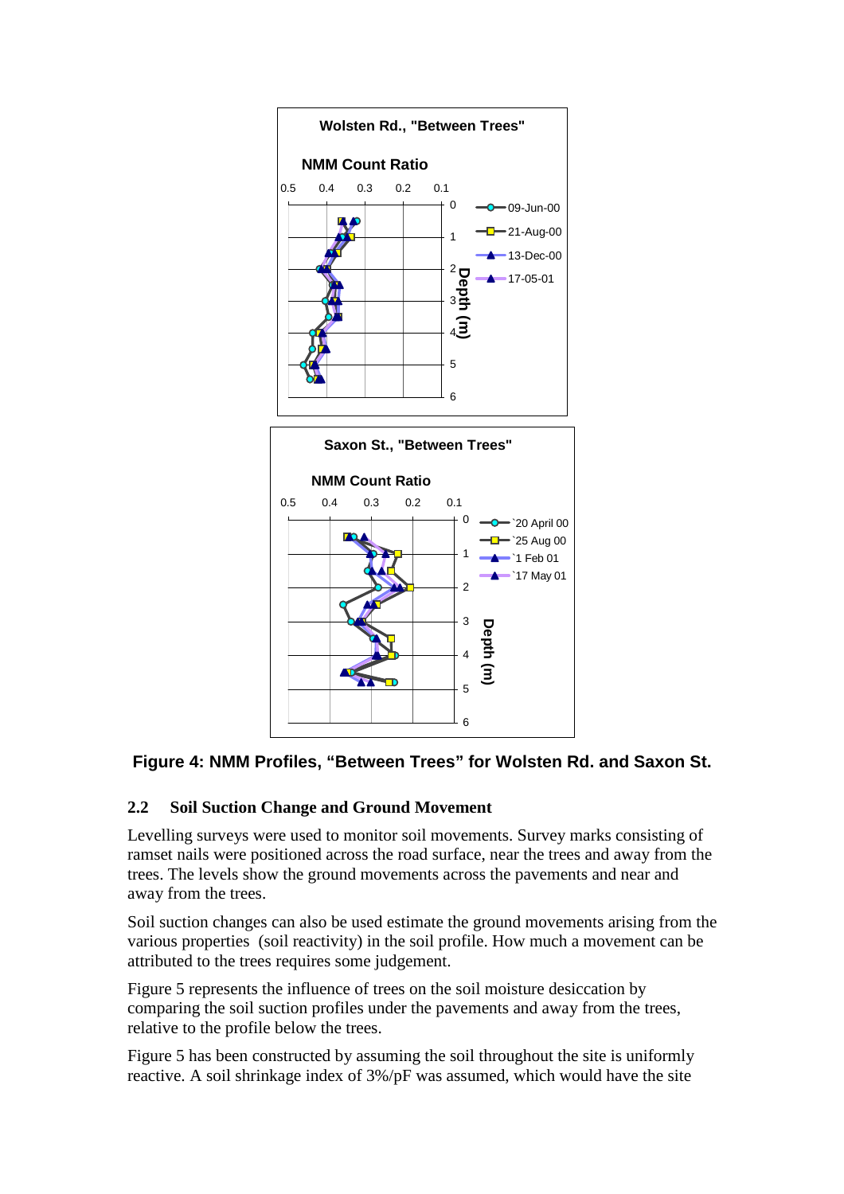**Figure 4: NMM Profiles, "Between Trees" for Wolsten Rd. and Saxon St.**

### 2.2 Soil Suction Change and Ground Movement

Levelling surveys were used to monitor soil movements. Survey marks consisting of ramset nails were positioned across the road surface, near the trees and away from the trees. The levels show the ground movements across the pavements and near and away from the trees.

Soil suction changes can also be used estimate the ground movements arising from the various properties (soil reactivity) in the soil profile. How much a movement can be attributed to the trees requires some judgement.

Figure 5 represents the influence of trees on the soil moisture desiccation by comparing the soil suction profiles under the pavements and away from the trees, relative to the profile below the trees.

Figure 5 has been constructed by assuming the soil throughout the site is uniformly reactive. A soil shrinkage index of 3%/pF was assumed, which would have the site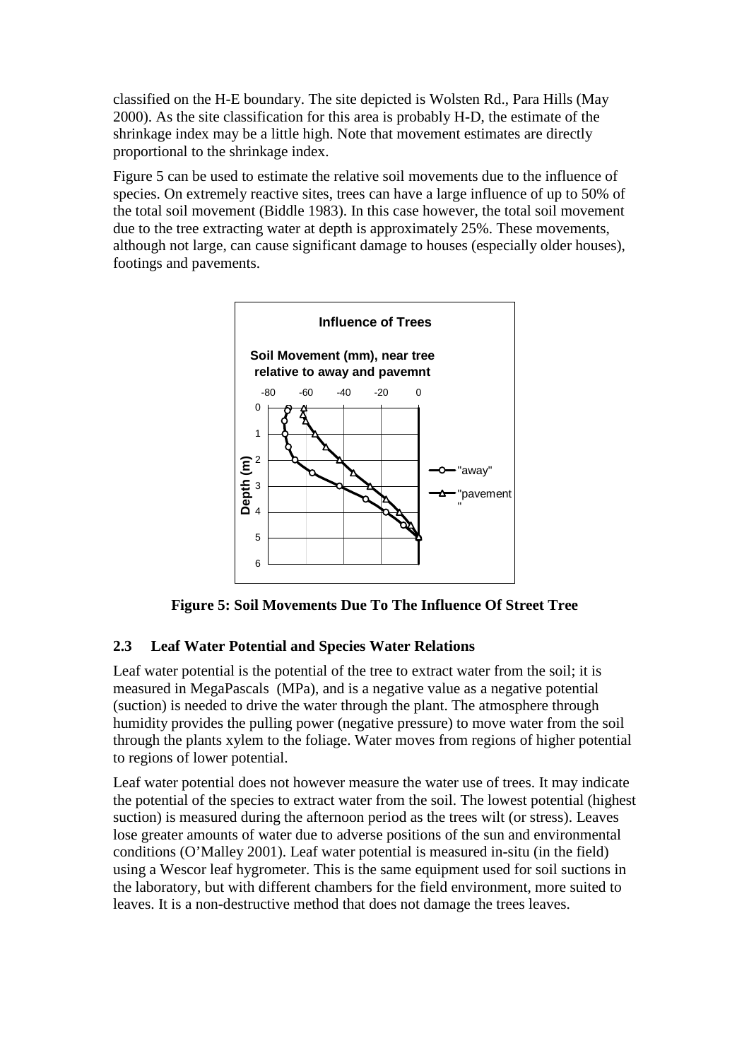classified on the H-E boundary. The site depicted is Wolsten Rd., Para Hills (May 2000). As the site classification for this area is probably H-D, the estimate of the shrinkage index may be a little high. Note that movement estimates are directly proportional to the shrinkage index.

Figure 5 can be used to estimate the relative soil movements due to the influence of species. On extremely reactive sites, trees can have a large influence of up to 50% of the total soil movement (Biddle 1983). In this case however, the total soil movement due to the tree extracting water at depth is approximately 25%. These movements, although not large, can cause significant damage to houses (especially older houses), footings and pavements.

**Figure 5: Soil Movements Due To The Influence Of Street Tree**

### 2.3 Leaf Water Potential and Species Water Relations

Leaf water potential is the potential of the tree to extract water from the soil; it is measured in MegaPascals (MPa), and is a negative value as a negative potential (suction) is needed to drive the water through the plant. The atmosphere through humidity provides the pulling power (negative pressure) to move water from the soil through the plants xylem to the foliage. Water moves from regions of higher potential to regions of lower potential.

Leaf water potential does not however measure the water use of trees. It may indicate the potential of the species to extract water from the soil. The lowest potential (highest suction) is measured during the afternoon period as the trees wilt (or stress). Leaves lose greater amounts of water due to adverse positions of the sun and environmental conditions (O'Malley 2001). Leaf water potential is measured in-situ (in the field) using a Wescor leaf hygrometer. This is the same equipment used for soil suctions in the laboratory, but with different chambers for the field environment, more suited to leaves. It is a non-destructive method that does not damage the trees leaves.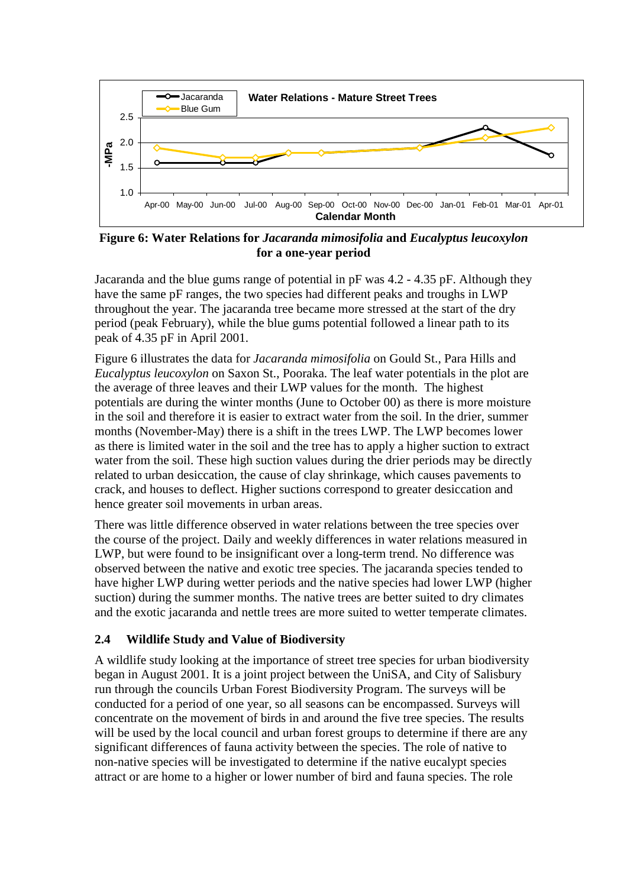**Figure 6: Water Relations for *Jacaranda mimosifolia* and *Eucalyptus leucoxylon* for a one-year period**

Jacaranda and the blue gums range of potential in pF was 4.2 - 4.35 pF. Although they have the same pF ranges, the two species had different peaks and troughs in LWP throughout the year. The jacaranda tree became more stressed at the start of the dry period (peak February), while the blue gums potential followed a linear path to its peak of 4.35 pF in April 2001.

Figure 6 illustrates the data for *Jacaranda mimosifolia* on Gould St., Para Hills and *Eucalyptus leucoxylon* on Saxon St., Pooraka. The leaf water potentials in the plot are the average of three leaves and their LWP values for the month. The highest potentials are during the winter months (June to October 00) as there is more moisture in the soil and therefore it is easier to extract water from the soil. In the drier, summer months (November-May) there is a shift in the trees LWP. The LWP becomes lower as there is limited water in the soil and the tree has to apply a higher suction to extract water from the soil. These high suction values during the drier periods may be directly related to urban desiccation, the cause of clay shrinkage, which causes pavements to crack, and houses to deflect. Higher suctions correspond to greater desiccation and hence greater soil movements in urban areas.

There was little difference observed in water relations between the tree species over the course of the project. Daily and weekly differences in water relations measured in LWP, but were found to be insignificant over a long-term trend. No difference was observed between the native and exotic tree species. The jacaranda species tended to have higher LWP during wetter periods and the native species had lower LWP (higher suction) during the summer months. The native trees are better suited to dry climates and the exotic jacaranda and nettle trees are more suited to wetter temperate climates.

### 2.4 Wildlife Study and Value of Biodiversity

A wildlife study looking at the importance of street tree species for urban biodiversity began in August 2001. It is a joint project between the UniSA, and City of Salisbury run through the councils Urban Forest Biodiversity Program. The surveys will be conducted for a period of one year, so all seasons can be encompassed. Surveys will concentrate on the movement of birds in and around the five tree species. The results will be used by the local council and urban forest groups to determine if there are any significant differences of fauna activity between the species. The role of native to non-native species will be investigated to determine if the native eucalypt species attract or are home to a higher or lower number of bird and fauna species. The role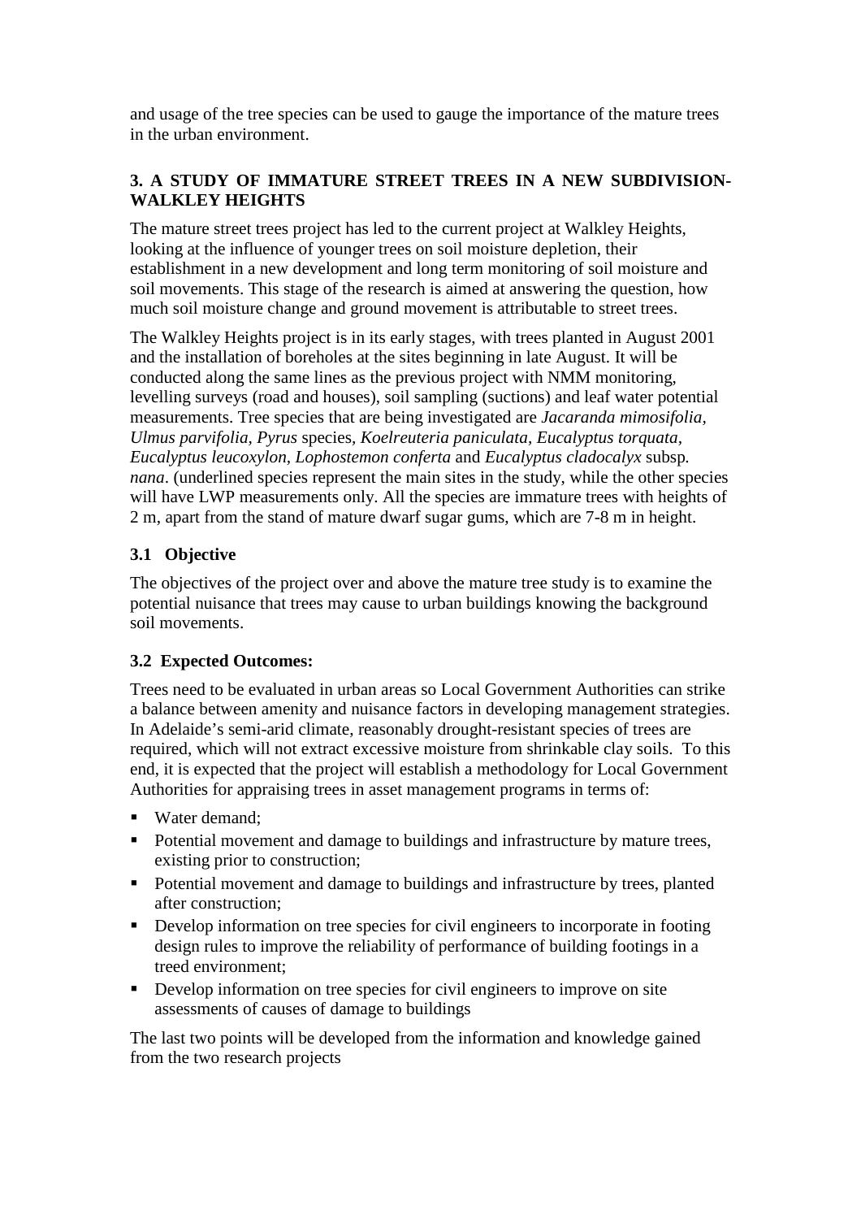and usage of the tree species can be used to gauge the importance of the mature trees in the urban environment.

## 3. A STUDY OF IMMATURE STREET TREES IN A NEW SUBDIVISION-WALKLEY HEIGHTS

The mature street trees project has led to the current project at Walkley Heights, looking at the influence of younger trees on soil moisture depletion, their establishment in a new development and long term monitoring of soil moisture and soil movements. This stage of the research is aimed at answering the question, how much soil moisture change and ground movement is attributable to street trees.

The Walkley Heights project is in its early stages, with trees planted in August 2001 and the installation of boreholes at the sites beginning in late August. It will be conducted along the same lines as the previous project with NMM monitoring, levelling surveys (road and houses), soil sampling (suctions) and leaf water potential measurements. Tree species that are being investigated are *Jacaranda mimosifolia, Ulmus parvifolia, Pyrus* species, *Koelreuteria paniculata, Eucalyptus torquata, Eucalyptus leucoxylon, Lophostemon conferta* and *Eucalyptus cladocalyx* subsp. *nana*. (underlined species represent the main sites in the study, while the other species will have LWP measurements only. All the species are immature trees with heights of 2 m, apart from the stand of mature dwarf sugar gums, which are 7-8 m in height.

### 3.1 Objective

The objectives of the project over and above the mature tree study is to examine the potential nuisance that trees may cause to urban buildings knowing the background soil movements.

### 3.2 Expected Outcomes:

Trees need to be evaluated in urban areas so Local Government Authorities can strike a balance between amenity and nuisance factors in developing management strategies. In Adelaide's semi-arid climate, reasonably drought-resistant species of trees are required, which will not extract excessive moisture from shrinkable clay soils. To this end, it is expected that the project will establish a methodology for Local Government Authorities for appraising trees in asset management programs in terms of:

- Water demand;
- Potential movement and damage to buildings and infrastructure by mature trees, existing prior to construction;
- Potential movement and damage to buildings and infrastructure by trees, planted after construction;
- Develop information on tree species for civil engineers to incorporate in footing design rules to improve the reliability of performance of building footings in a treed environment;
- Develop information on tree species for civil engineers to improve on site assessments of causes of damage to buildings

The last two points will be developed from the information and knowledge gained from the two research projects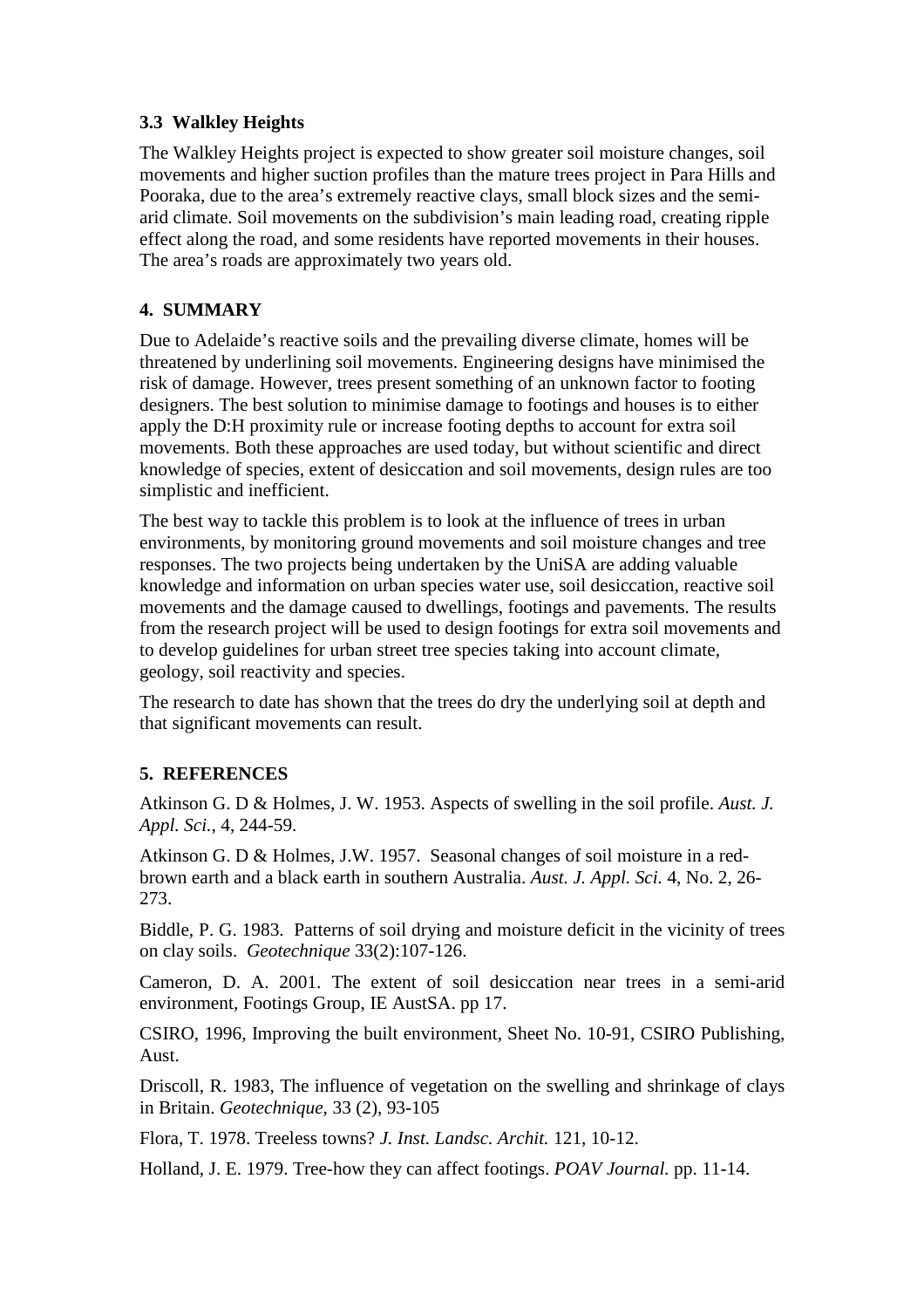### 3.3 Walkley Heights

The Walkley Heights project is expected to show greater soil moisture changes, soil movements and higher suction profiles than the mature trees project in Para Hills and Pooraka, due to the area's extremely reactive clays, small block sizes and the semi-arid climate. Soil movements on the subdivision's main leading road, creating ripple effect along the road, and some residents have reported movements in their houses. The area's roads are approximately two years old.

## 4. SUMMARY

Due to Adelaide's reactive soils and the prevailing diverse climate, homes will be threatened by underlining soil movements. Engineering designs have minimised the risk of damage. However, trees present something of an unknown factor to footing designers. The best solution to minimise damage to footings and houses is to either apply the D:H proximity rule or increase footing depths to account for extra soil movements. Both these approaches are used today, but without scientific and direct knowledge of species, extent of desiccation and soil movements, design rules are too simplistic and inefficient.

The best way to tackle this problem is to look at the influence of trees in urban environments, by monitoring ground movements and soil moisture changes and tree responses. The two projects being undertaken by the UniSA are adding valuable knowledge and information on urban species water use, soil desiccation, reactive soil movements and the damage caused to dwellings, footings and pavements. The results from the research project will be used to design footings for extra soil movements and to develop guidelines for urban street tree species taking into account climate, geology, soil reactivity and species.

The research to date has shown that the trees do dry the underlying soil at depth and that significant movements can result.

## 5. REFERENCES

Atkinson G. D & Holmes, J. W. 1953. Aspects of swelling in the soil profile. *Aust. J. Appl. Sci.*, 4, 244-59.

Atkinson G. D & Holmes, J.W. 1957. Seasonal changes of soil moisture in a red-brown earth and a black earth in southern Australia. *Aust. J. Appl. Sci.* 4, No. 2, 26-273.

Biddle, P. G. 1983. Patterns of soil drying and moisture deficit in the vicinity of trees on clay soils. *Geotechnique* 33(2):107-126.

Cameron, D. A. 2001. The extent of soil desiccation near trees in a semi-arid environment, Footings Group, IE AustSA. pp 17.

CSIRO, 1996, Improving the built environment, Sheet No. 10-91, CSIRO Publishing, Aust.

Driscoll, R. 1983, The influence of vegetation on the swelling and shrinkage of clays in Britain. *Geotechnique*, 33 (2), 93-105

Flora, T. 1978. Treeless towns? *J. Inst. Landsc. Archit.* 121, 10-12.

Holland, J. E. 1979. Tree-how they can affect footings. *POAV Journal.* pp. 11-14.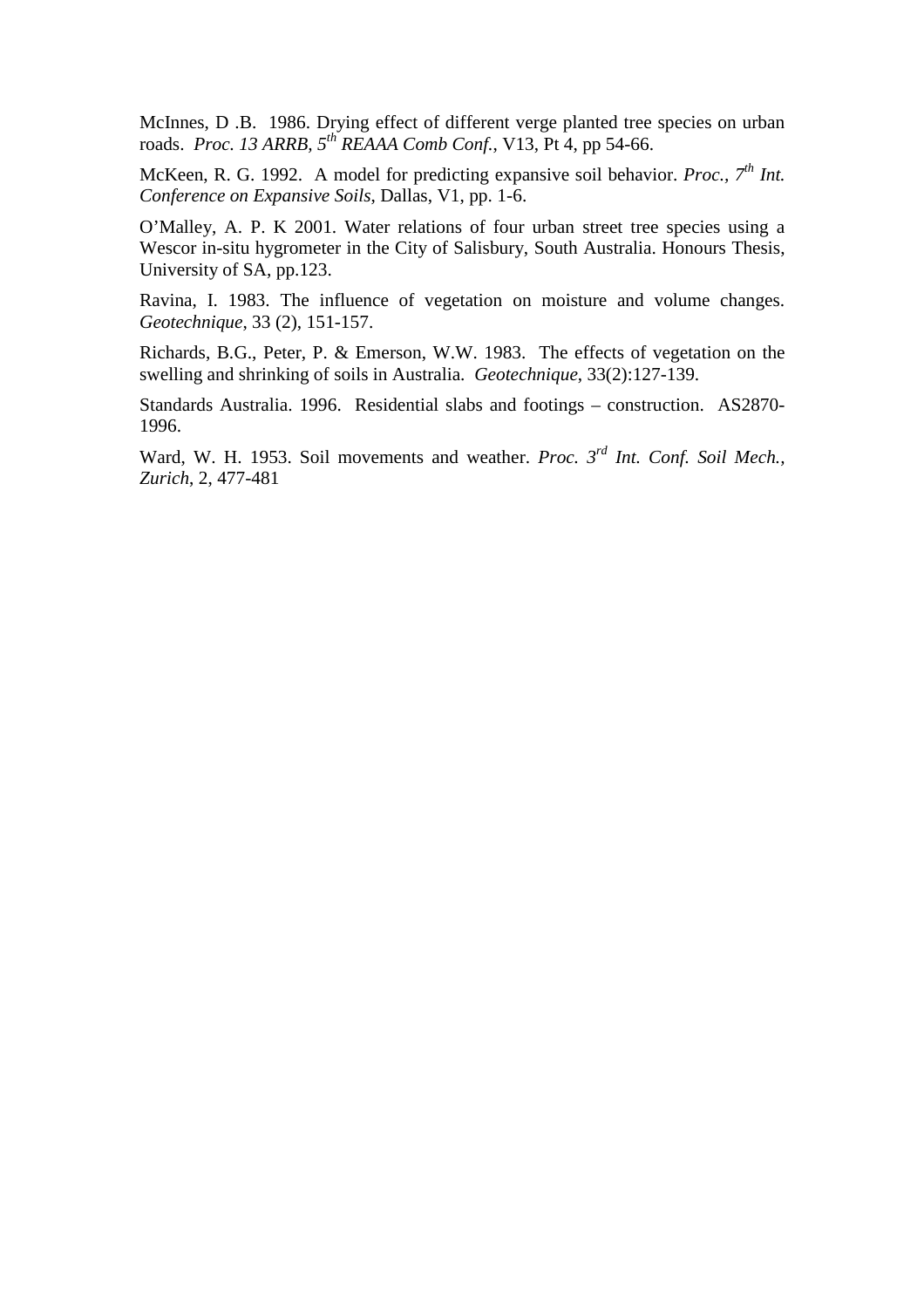McInnes, D .B. 1986. Drying effect of different verge planted tree species on urban roads. *Proc. 13 ARRB, 5th REAAA Comb Conf.*, V13, Pt 4, pp 54-66.

McKeen, R. G. 1992. A model for predicting expansive soil behavior. *Proc., 7th Int. Conference on Expansive Soils*, Dallas, V1, pp. 1-6.

O'Malley, A. P. K 2001. Water relations of four urban street tree species using a Wescor in-situ hygrometer in the City of Salisbury, South Australia. Honours Thesis, University of SA, pp.123.

Ravina, I. 1983. The influence of vegetation on moisture and volume changes. *Geotechnique*, 33 (2), 151-157.

Richards, B.G., Peter, P. & Emerson, W.W. 1983. The effects of vegetation on the swelling and shrinking of soils in Australia. *Geotechnique*, 33(2):127-139.

Standards Australia. 1996. Residential slabs and footings – construction. AS2870-1996.

Ward, W. H. 1953. Soil movements and weather. *Proc. 3rd Int. Conf. Soil Mech., Zurich*, 2, 477-481